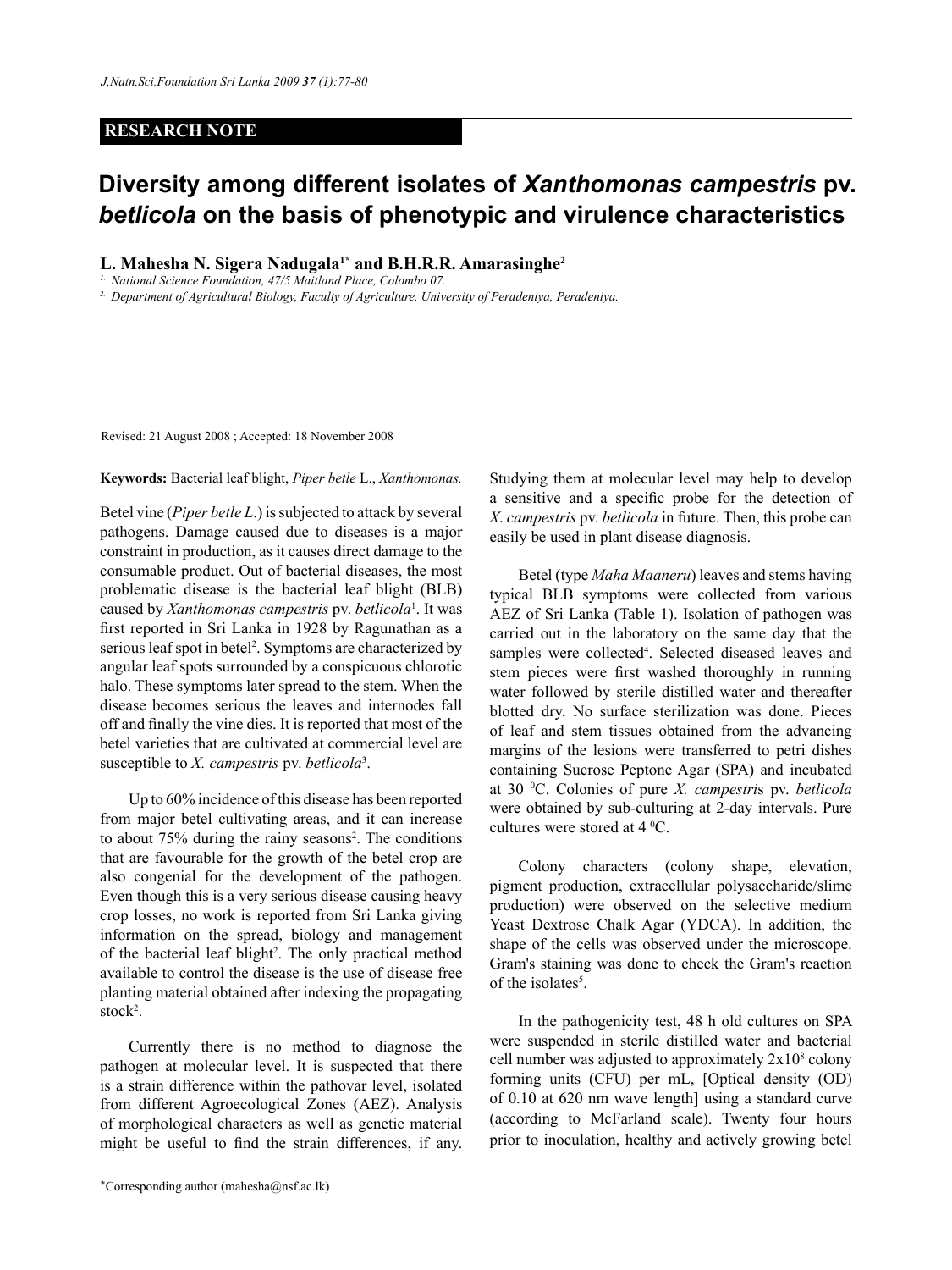RESEARCH NOTE

# Diversity among different isolates of *Xanthomonas campestris* pv. *betlicola* on the basis of phenotypic and virulence characteristics

**L. Mahesha N. Sigera Nadugala[1*] and B.H.R.R. Amarasinghe[2]**

[1] National Science Foundation, 47/5 Maitland Place, Colombo 07.

[2] Department of Agricultural Biology, Faculty of Agriculture, University of Peradeniya, Peradeniya.

Revised: 21 August 2008 ; Accepted: 18 November 2008

**Keywords:** Bacterial leaf blight, *Piper betle* L., *Xanthomonas.*

Betel vine (*Piper betle L.*) is subjected to attack by several pathogens. Damage caused due to diseases is a major constraint in production, as it causes direct damage to the consumable product. Out of bacterial diseases, the most problematic disease is the bacterial leaf blight (BLB) caused by *Xanthomonas campestris* pv. *betlicola*[1]. It was first reported in Sri Lanka in 1928 by Ragunathan as a serious leaf spot in betel[2]. Symptoms are characterized by angular leaf spots surrounded by a conspicuous chlorotic halo. These symptoms later spread to the stem. When the disease becomes serious the leaves and internodes fall off and finally the vine dies. It is reported that most of the betel varieties that are cultivated at commercial level are susceptible to *X. campestris* pv. *betlicola*[3].

Up to 60% incidence of this disease has been reported from major betel cultivating areas, and it can increase to about 75% during the rainy seasons[2]. The conditions that are favourable for the growth of the betel crop are also congenial for the development of the pathogen. Even though this is a very serious disease causing heavy crop losses, no work is reported from Sri Lanka giving information on the spread, biology and management of the bacterial leaf blight[2]. The only practical method available to control the disease is the use of disease free planting material obtained after indexing the propagating stock[2].

Currently there is no method to diagnose the pathogen at molecular level. It is suspected that there is a strain difference within the pathovar level, isolated from different Agroecological Zones (AEZ). Analysis of morphological characters as well as genetic material might be useful to find the strain differences, if any. Studying them at molecular level may help to develop a sensitive and a specific probe for the detection of *X. campestris* pv. *betlicola* in future. Then, this probe can easily be used in plant disease diagnosis.

Betel (type *Maha Maaneru*) leaves and stems having typical BLB symptoms were collected from various AEZ of Sri Lanka (Table 1). Isolation of pathogen was carried out in the laboratory on the same day that the samples were collected[4]. Selected diseased leaves and stem pieces were first washed thoroughly in running water followed by sterile distilled water and thereafter blotted dry. No surface sterilization was done. Pieces of leaf and stem tissues obtained from the advancing margins of the lesions were transferred to petri dishes containing Sucrose Peptone Agar (SPA) and incubated at 30 $^0$C. Colonies of pure *X. campestris* pv. *betlicola* were obtained by sub-culturing at 2-day intervals. Pure cultures were stored at 4 $^0$C.

Colony characters (colony shape, elevation, pigment production, extracellular polysaccharide/slime production) were observed on the selective medium Yeast Dextrose Chalk Agar (YDCA). In addition, the shape of the cells was observed under the microscope. Gram's staining was done to check the Gram's reaction of the isolates[5].

In the pathogenicity test, 48 h old cultures on SPA were suspended in sterile distilled water and bacterial cell number was adjusted to approximately $2x10^8$ colony forming units (CFU) per mL, [Optical density (OD) of 0.10 at 620 nm wave length] using a standard curve (according to McFarland scale). Twenty four hours prior to inoculation, healthy and actively growing betel

*Corresponding author (mahesha@nsf.ac.lk)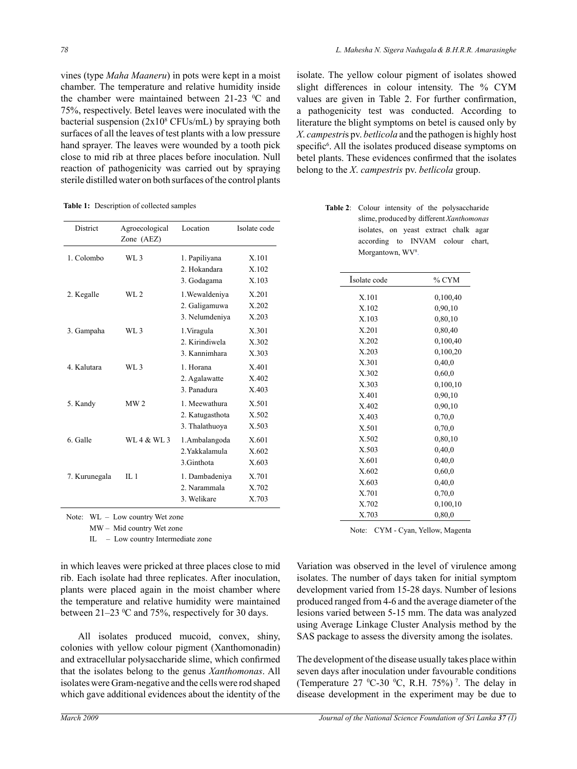vines (type *Maha Maaneru*) in pots were kept in a moist chamber. The temperature and relative humidity inside the chamber were maintained between 21-23 $^0$C and 75%, respectively. Betel leaves were inoculated with the bacterial suspension ($2x10^8$ CFUs/mL) by spraying both surfaces of all the leaves of test plants with a low pressure hand sprayer. The leaves were wounded by a tooth pick close to mid rib at three places before inoculation. Null reaction of pathogenicity was carried out by spraying sterile distilled water on both surfaces of the control plants in which leaves were pricked at three places close to mid rib. Each isolate had three replicates. After inoculation, plants were placed again in the moist chamber where the temperature and relative humidity were maintained between 21–23 $^0$C and 75%, respectively for 30 days.

**Table 1:** Description of collected samples

| District | Agroecological Zone (AEZ) | Location | Isolate code |
|---|---|---|---|
| 1. Colombo | WL 3 | 1. Papiliyana | X.101 |
| | | 2. Hokandara | X.102 |
| | | 3. Godagama | X.103 |
| 2. Kegalle | WL 2 | 1.Wewaldeniya | X.201 |
| | | 2. Galigamuwa | X.202 |
| | | 3. Nelumdeniya | X.203 |
| 3. Gampaha | WL 3 | 1.Viragula | X.301 |
| | | 2. Kirindiwela | X.302 |
| | | 3. Kannimhara | X.303 |
| 4. Kalutara | WL 3 | 1. Horana | X.401 |
| | | 2. Agalawatte | X.402 |
| | | 3. Panadura | X.403 |
| 5. Kandy | MW 2 | 1. Meewathura | X.501 |
| | | 2. Katugasthota | X.502 |
| | | 3. Thalathuoya | X.503 |
| 6. Galle | WL 4 & WL 3 | 1.Ambalangoda | X.601 |
| | | 2.Yakkalamula | X.602 |
| | | 3.Ginthota | X.603 |
| 7. Kurunegala | IL 1 | 1. Dambadeniya | X.701 |
| | | 2. Narammala | X.702 |
| | | 3. Welikare | X.703 |

Note: WL – Low country Wet zone
MW – Mid country Wet zone
IL – Low country Intermediate zone

All isolates produced mucoid, convex, shiny, colonies with yellow colour pigment (Xanthomonadin) and extracellular polysaccharide slime, which confirmed that the isolates belong to the genus *Xanthomonas*. All isolates were Gram-negative and the cells were rod shaped which gave additional evidences about the identity of the isolate. The yellow colour pigment of isolates showed slight differences in colour intensity. The % CYM values are given in Table 2. For further confirmation, a pathogenicity test was conducted. According to literature the blight symptoms on betel is caused only by *X. campestris* pv. *betlicola* and the pathogen is highly host specific[6]. All the isolates produced disease symptoms on betel plants. These evidences confirmed that the isolates belong to the *X. campestris* pv. *betlicola* group.

**Table 2**: Colour intensity of the polysaccharide slime, produced by different *Xanthomonas* isolates, on yeast extract chalk agar according to INVAM colour chart, Morgantown, WV[8].

| Isolate code | % CYM |
|---|---|
| X.101 | 0,100,40 |
| X.102 | 0,90,10 |
| X.103 | 0,80,10 |
| X.201 | 0,80,40 |
| X.202 | 0,100,40 |
| X.203 | 0,100,20 |
| X.301 | 0,40,0 |
| X.302 | 0,60,0 |
| X.303 | 0,100,10 |
| X.401 | 0,90,10 |
| X.402 | 0,90,10 |
| X.403 | 0,70,0 |
| X.501 | 0,70,0 |
| X.502 | 0,80,10 |
| X.503 | 0,40,0 |
| X.601 | 0,40,0 |
| X.602 | 0,60,0 |
| X.603 | 0,40,0 |
| X.701 | 0,70,0 |
| X.702 | 0,100,10 |
| X.703 | 0,80,0 |

Note: CYM - Cyan, Yellow, Magenta

Variation was observed in the level of virulence among isolates. The number of days taken for initial symptom development varied from 15-28 days. Number of lesions produced ranged from 4-6 and the average diameter of the lesions varied between 5-15 mm. The data was analyzed using Average Linkage Cluster Analysis method by the SAS package to assess the diversity among the isolates.

The development of the disease usually takes place within seven days after inoculation under favourable conditions (Temperature 27 $^0$C-30 $^0$C, R.H. 75%)[7]. The delay in disease development in the experiment may be due to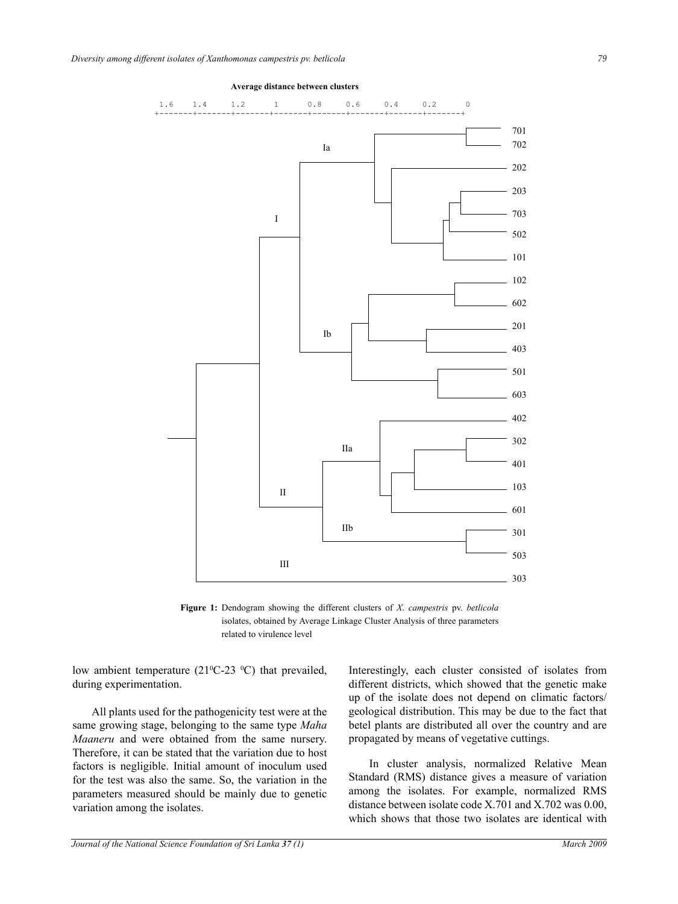Figure 1: Dendogram showing the different clusters of *X. campestris* pv. *betlicola* isolates, obtained by Average Linkage Cluster Analysis of three parameters related to virulence level

low ambient temperature ($21^0$C-23 $^0$C) that prevailed, during experimentation.

All plants used for the pathogenicity test were at the same growing stage, belonging to the same type *Maha Maaneru* and were obtained from the same nursery. Therefore, it can be stated that the variation due to host factors is negligible. Initial amount of inoculum used for the test was also the same. So, the variation in the parameters measured should be mainly due to genetic variation among the isolates.

Interestingly, each cluster consisted of isolates from different districts, which showed that the genetic make up of the isolate does not depend on climatic factors/ geological distribution. This may be due to the fact that betel plants are distributed all over the country and are propagated by means of vegetative cuttings.

In cluster analysis, normalized Relative Mean Standard (RMS) distance gives a measure of variation among the isolates. For example, normalized RMS distance between isolate code X.701 and X.702 was 0.00, which shows that those two isolates are identical with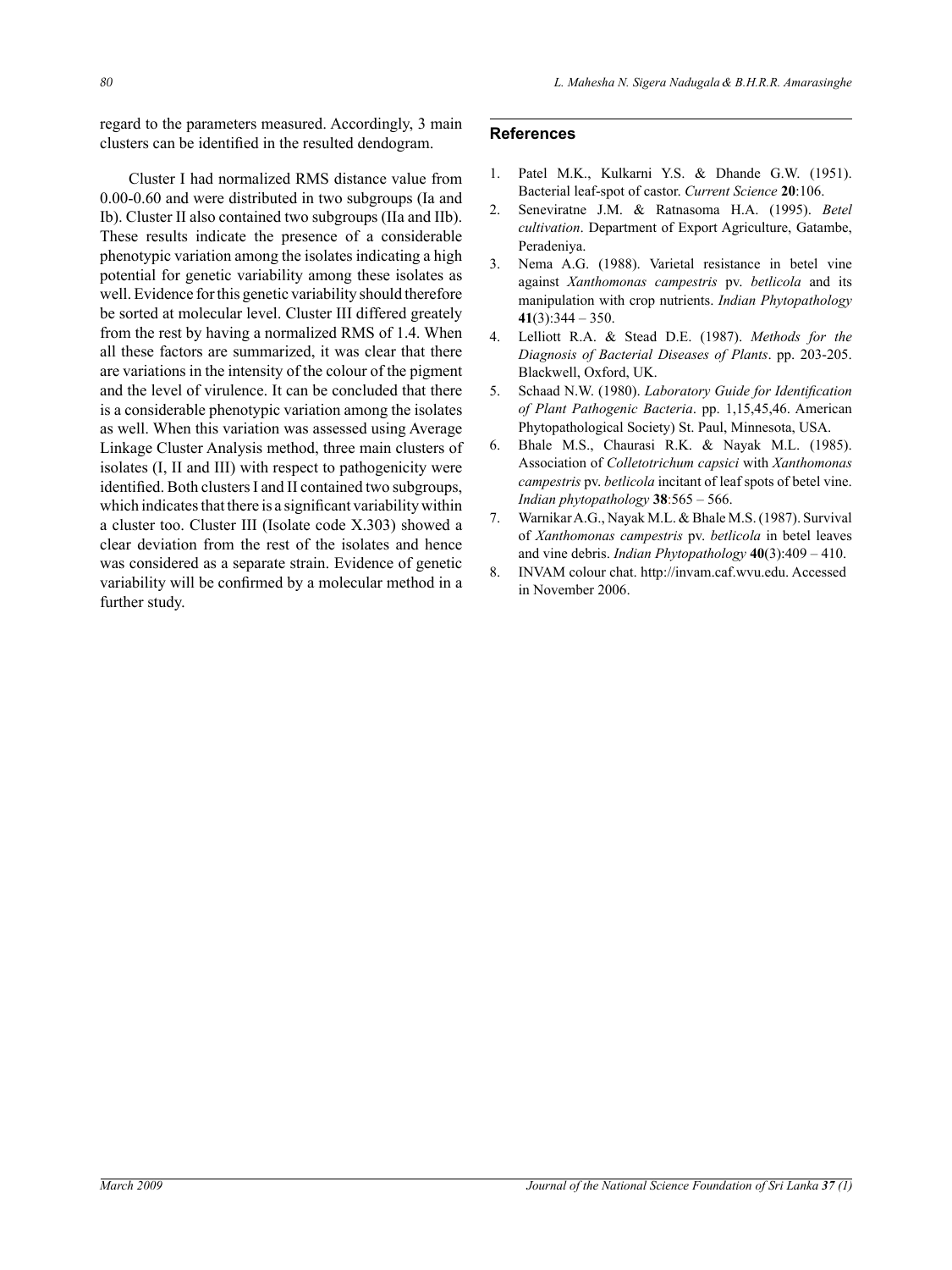regard to the parameters measured. Accordingly, 3 main clusters can be identified in the resulted dendogram.

Cluster I had normalized RMS distance value from 0.00-0.60 and were distributed in two subgroups (Ia and Ib). Cluster II also contained two subgroups (IIa and IIb). These results indicate the presence of a considerable phenotypic variation among the isolates indicating a high potential for genetic variability among these isolates as well. Evidence for this genetic variability should therefore be sorted at molecular level. Cluster III differed greately from the rest by having a normalized RMS of 1.4. When all these factors are summarized, it was clear that there are variations in the intensity of the colour of the pigment and the level of virulence. It can be concluded that there is a considerable phenotypic variation among the isolates as well. When this variation was assessed using Average Linkage Cluster Analysis method, three main clusters of isolates (I, II and III) with respect to pathogenicity were identified. Both clusters I and II contained two subgroups, which indicates that there is a significant variability within a cluster too. Cluster III (Isolate code X.303) showed a clear deviation from the rest of the isolates and hence was considered as a separate strain. Evidence of genetic variability will be confirmed by a molecular method in a further study.

## References

1. Patel M.K., Kulkarni Y.S. & Dhande G.W. (1951). Bacterial leaf-spot of castor. *Current Science* **20**:106.
2. Seneviratne J.M. & Ratnasoma H.A. (1995). *Betel cultivation*. Department of Export Agriculture, Gatambe, Peradeniya.
3. Nema A.G. (1988). Varietal resistance in betel vine against *Xanthomonas campestris* pv. *betlicola* and its manipulation with crop nutrients. *Indian Phytopathology* **41**(3):344 – 350.
4. Lelliott R.A. & Stead D.E. (1987). *Methods for the Diagnosis of Bacterial Diseases of Plants*. pp. 203-205. Blackwell, Oxford, UK.
5. Schaad N.W. (1980). *Laboratory Guide for Identification of Plant Pathogenic Bacteria*. pp. 1,15,45,46. American Phytopathological Society) St. Paul, Minnesota, USA.
6. Bhale M.S., Chaurasi R.K. & Nayak M.L. (1985). Association of *Colletotrichum capsici* with *Xanthomonas campestris* pv. *betlicola* incitant of leaf spots of betel vine. *Indian phytopathology* **38**:565 – 566.
7. Warnikar A.G., Nayak M.L. & Bhale M.S. (1987). Survival of *Xanthomonas campestris* pv. *betlicola* in betel leaves and vine debris. *Indian Phytopathology* **40**(3):409 – 410.
8. INVAM colour chat. http://invam.caf.wvu.edu. Accessed in November 2006.